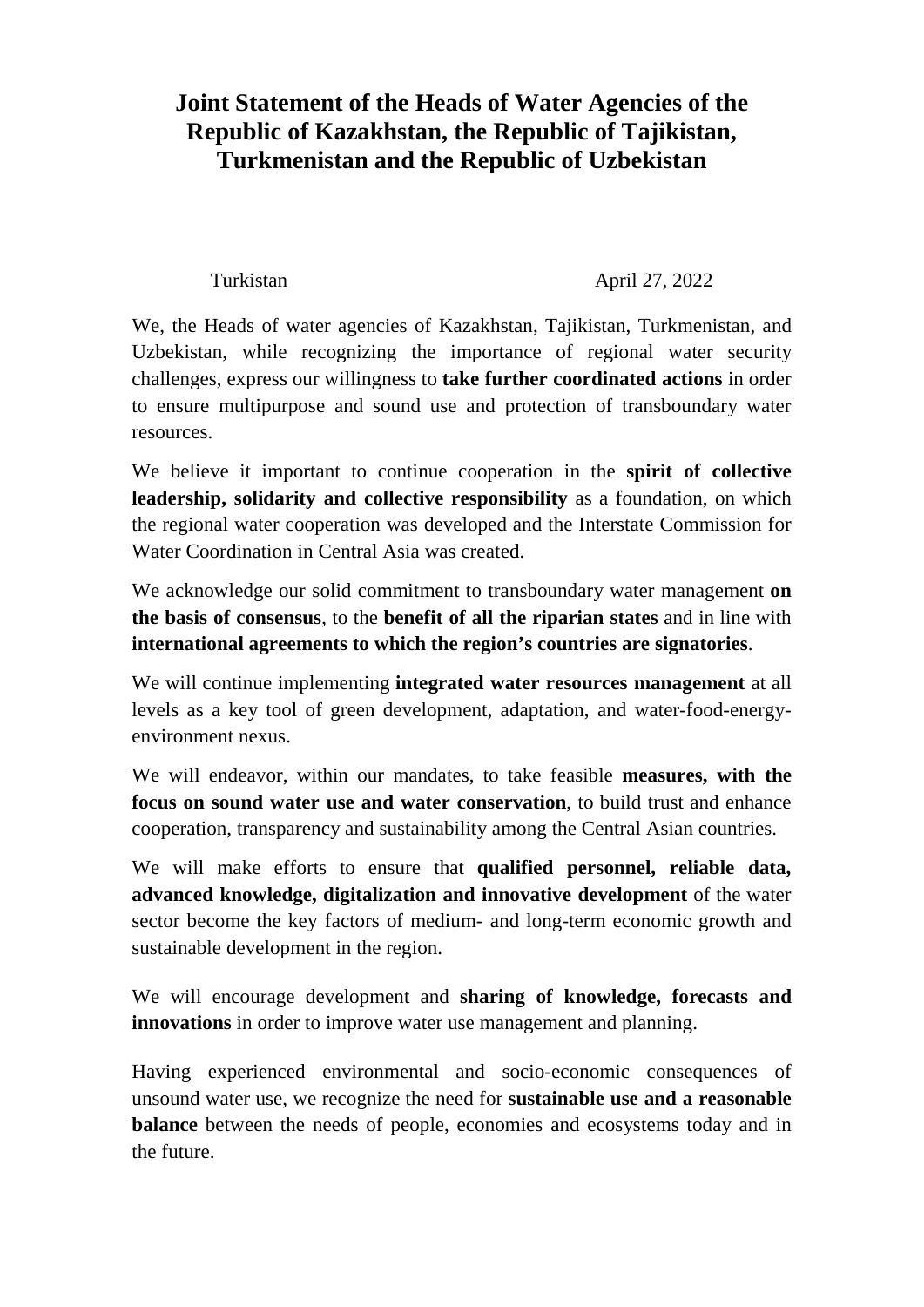# Joint Statement of the Heads of Water Agencies of the Republic of Kazakhstan, the Republic of Tajikistan, Turkmenistan and the Republic of Uzbekistan

Turkistan April 27, 2022

We, the Heads of water agencies of Kazakhstan, Tajikistan, Turkmenistan, and Uzbekistan, while recognizing the importance of regional water security challenges, express our willingness to **take further coordinated actions** in order to ensure multipurpose and sound use and protection of transboundary water resources.

We believe it important to continue cooperation in the **spirit of collective leadership, solidarity and collective responsibility** as a foundation, on which the regional water cooperation was developed and the Interstate Commission for Water Coordination in Central Asia was created.

We acknowledge our solid commitment to transboundary water management **on the basis of consensus**, to the **benefit of all the riparian states** and in line with **international agreements to which the region's countries are signatories**.

We will continue implementing **integrated water resources management** at all levels as a key tool of green development, adaptation, and water-food-energy-environment nexus.

We will endeavor, within our mandates, to take feasible **measures, with the focus on sound water use and water conservation**, to build trust and enhance cooperation, transparency and sustainability among the Central Asian countries.

We will make efforts to ensure that **qualified personnel, reliable data, advanced knowledge, digitalization and innovative development** of the water sector become the key factors of medium- and long-term economic growth and sustainable development in the region.

We will encourage development and **sharing of knowledge, forecasts and innovations** in order to improve water use management and planning.

Having experienced environmental and socio-economic consequences of unsound water use, we recognize the need for **sustainable use and a reasonable balance** between the needs of people, economies and ecosystems today and in the future.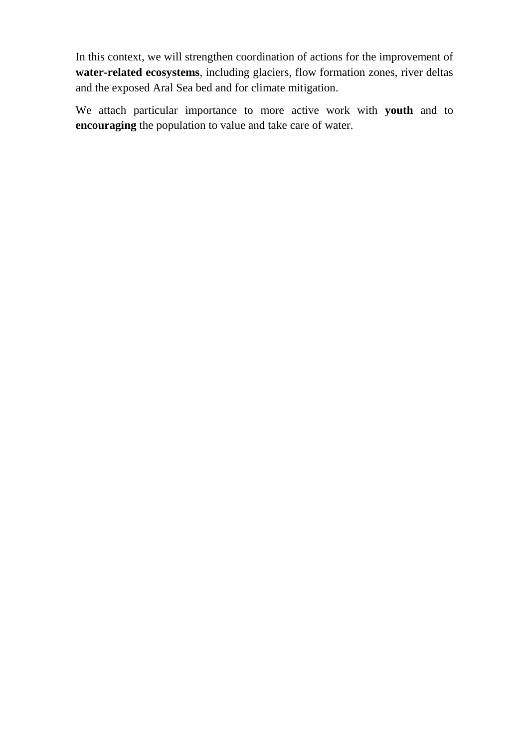In this context, we will strengthen coordination of actions for the improvement of **water-related ecosystems**, including glaciers, flow formation zones, river deltas and the exposed Aral Sea bed and for climate mitigation.

We attach particular importance to more active work with **youth** and to **encouraging** the population to value and take care of water.